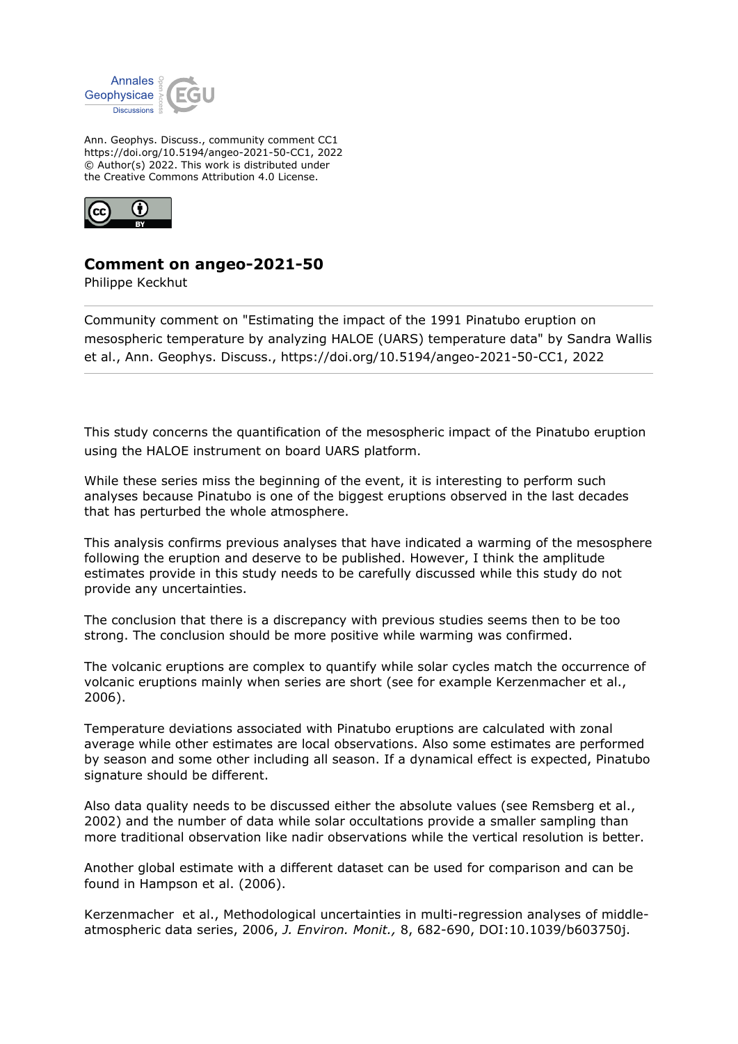Ann. Geophys. Discuss., community comment CC1
https://doi.org/10.5194/angeo-2021-50-CC1, 2022
© Author(s) 2022. This work is distributed under
the Creative Commons Attribution 4.0 License.

## Comment on angeo-2021-50

Philippe Keckhut

Community comment on "Estimating the impact of the 1991 Pinatubo eruption on mesospheric temperature by analyzing HALOE (UARS) temperature data" by Sandra Wallis et al., Ann. Geophys. Discuss., https://doi.org/10.5194/angeo-2021-50-CC1, 2022

This study concerns the quantification of the mesospheric impact of the Pinatubo eruption using the HALOE instrument on board UARS platform.

While these series miss the beginning of the event, it is interesting to perform such analyses because Pinatubo is one of the biggest eruptions observed in the last decades that has perturbed the whole atmosphere.

This analysis confirms previous analyses that have indicated a warming of the mesosphere following the eruption and deserve to be published. However, I think the amplitude estimates provide in this study needs to be carefully discussed while this study do not provide any uncertainties.

The conclusion that there is a discrepancy with previous studies seems then to be too strong. The conclusion should be more positive while warming was confirmed.

The volcanic eruptions are complex to quantify while solar cycles match the occurrence of volcanic eruptions mainly when series are short (see for example Kerzenmacher et al., 2006).

Temperature deviations associated with Pinatubo eruptions are calculated with zonal average while other estimates are local observations. Also some estimates are performed by season and some other including all season. If a dynamical effect is expected, Pinatubo signature should be different.

Also data quality needs to be discussed either the absolute values (see Remsberg et al., 2002) and the number of data while solar occultations provide a smaller sampling than more traditional observation like nadir observations while the vertical resolution is better.

Another global estimate with a different dataset can be used for comparison and can be found in Hampson et al. (2006).

Kerzenmacher et al., Methodological uncertainties in multi-regression analyses of middle-atmospheric data series, 2006, *J. Environ. Monit.,* 8, 682-690, DOI:10.1039/b603750j.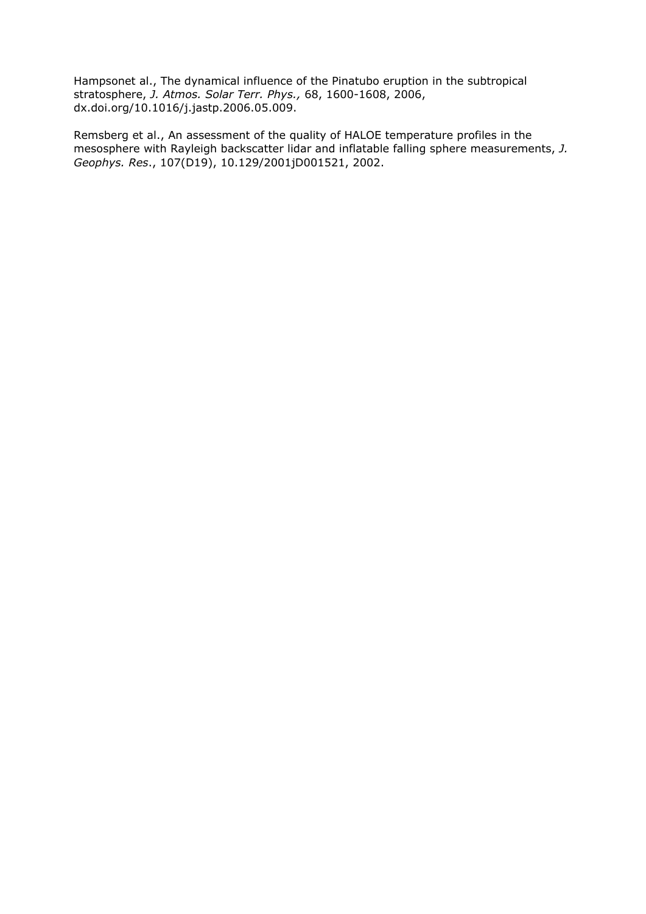Hampsonet al., The dynamical influence of the Pinatubo eruption in the subtropical stratosphere, *J. Atmos. Solar Terr. Phys.,* 68, 1600-1608, 2006, dx.doi.org/10.1016/j.jastp.2006.05.009.

Remsberg et al., An assessment of the quality of HALOE temperature profiles in the mesosphere with Rayleigh backscatter lidar and inflatable falling sphere measurements, *J. Geophys. Res.*, 107(D19), 10.129/2001jD001521, 2002.